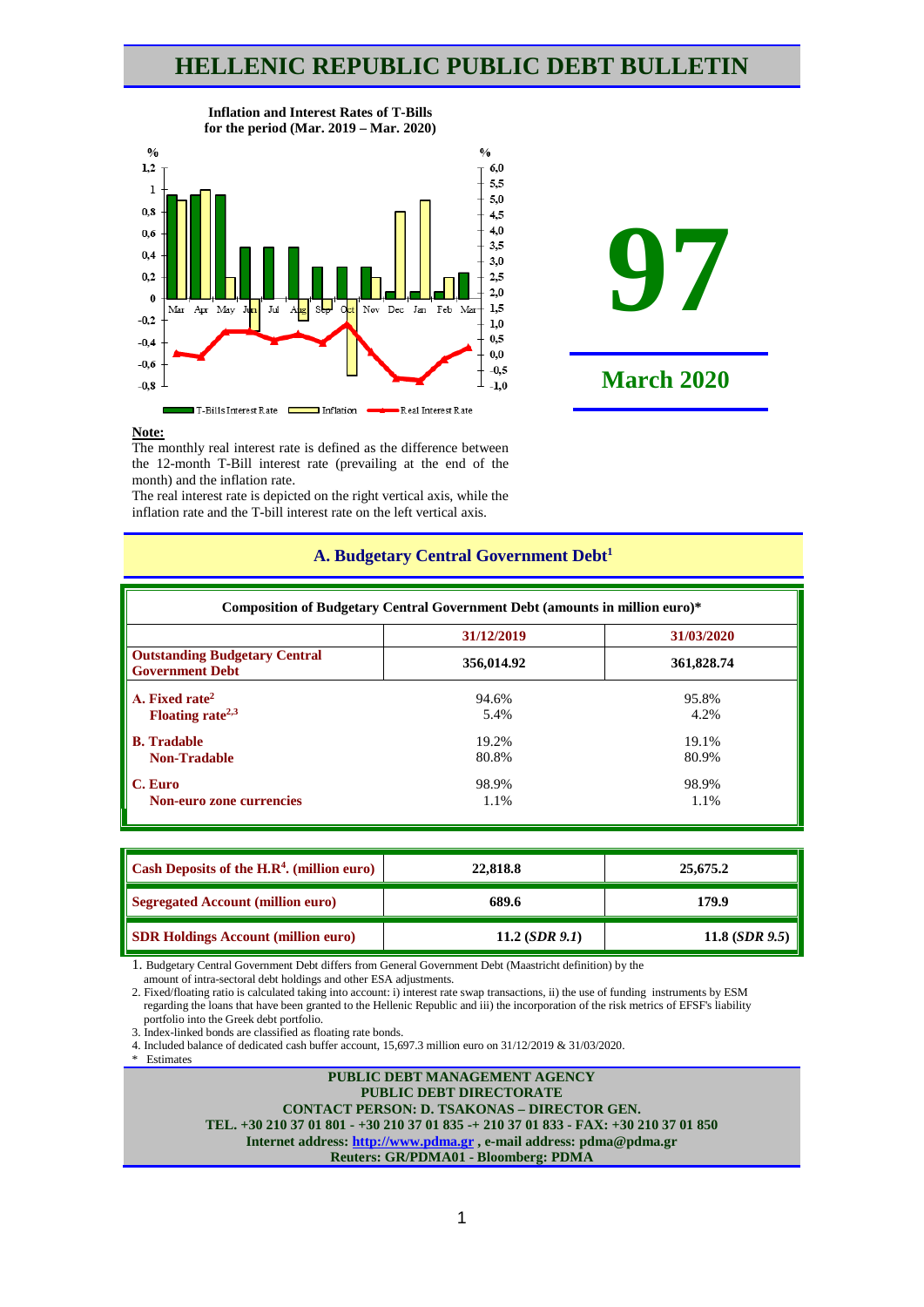# HELLENIC REPUBLIC PUBLIC DEBT BULLETIN

**Inflation and Interest Rates of T-Bills for the period (Mar. 2019 – Mar. 2020)**

**97**

**March 2020**

**Note:**

The monthly real interest rate is defined as the difference between the 12-month T-Bill interest rate (prevailing at the end of the month) and the inflation rate.

The real interest rate is depicted on the right vertical axis, while the inflation rate and the T-bill interest rate on the left vertical axis.

## A. Budgetary Central Government Debt[1]

| Composition of Budgetary Central Government Debt (amounts in million euro)* | | |
|---|---|---|
| | **31/12/2019** | **31/03/2020** |
| **Outstanding Budgetary Central Government Debt** | **356,014.92** | **361,828.74** |
| **A. Fixed rate[2]** | 94.6% | 95.8% |
| **Floating rate[2,3]** | 5.4% | 4.2% |
| **B. Tradable** | 19.2% | 19.1% |
| **Non-Tradable** | 80.8% | 80.9% |
| **C. Euro** | 98.9% | 98.9% |
| **Non-euro zone currencies** | 1.1% | 1.1% |

| | | |
|---|---|---|
| **Cash Deposits of the H.R[4]. (million euro)** | **22,818.8** | **25,675.2** |
| **Segregated Account (million euro)** | **689.6** | **179.9** |
| **SDR Holdings Account (million euro)** | **11.2** (*SDR 9.1*) | **11.8** (*SDR 9.5*) |

1. Budgetary Central Government Debt differs from General Government Debt (Maastricht definition) by the amount of intra-sectoral debt holdings and other ESA adjustments.
2. Fixed/floating ratio is calculated taking into account: i) interest rate swap transactions, ii) the use of funding instruments by ESM regarding the loans that have been granted to the Hellenic Republic and iii) the incorporation of the risk metrics of EFSF's liability portfolio into the Greek debt portfolio.
3. Index-linked bonds are classified as floating rate bonds.
4. Included balance of dedicated cash buffer account, 15,697.3 million euro on 31/12/2019 & 31/03/2020.

\* Estimates

**PUBLIC DEBT MANAGEMENT AGENCY**
**PUBLIC DEBT DIRECTORATE**
**CONTACT PERSON: D. TSAKONAS – DIRECTOR GEN.**
**TEL. +30 210 37 01 801 - +30 210 37 01 835 -+ 210 37 01 833 - FAX: +30 210 37 01 850**
**Internet address: http://www.pdma.gr , e-mail address: pdma@pdma.gr**
**Reuters: GR/PDMA01 - Bloomberg: PDMA**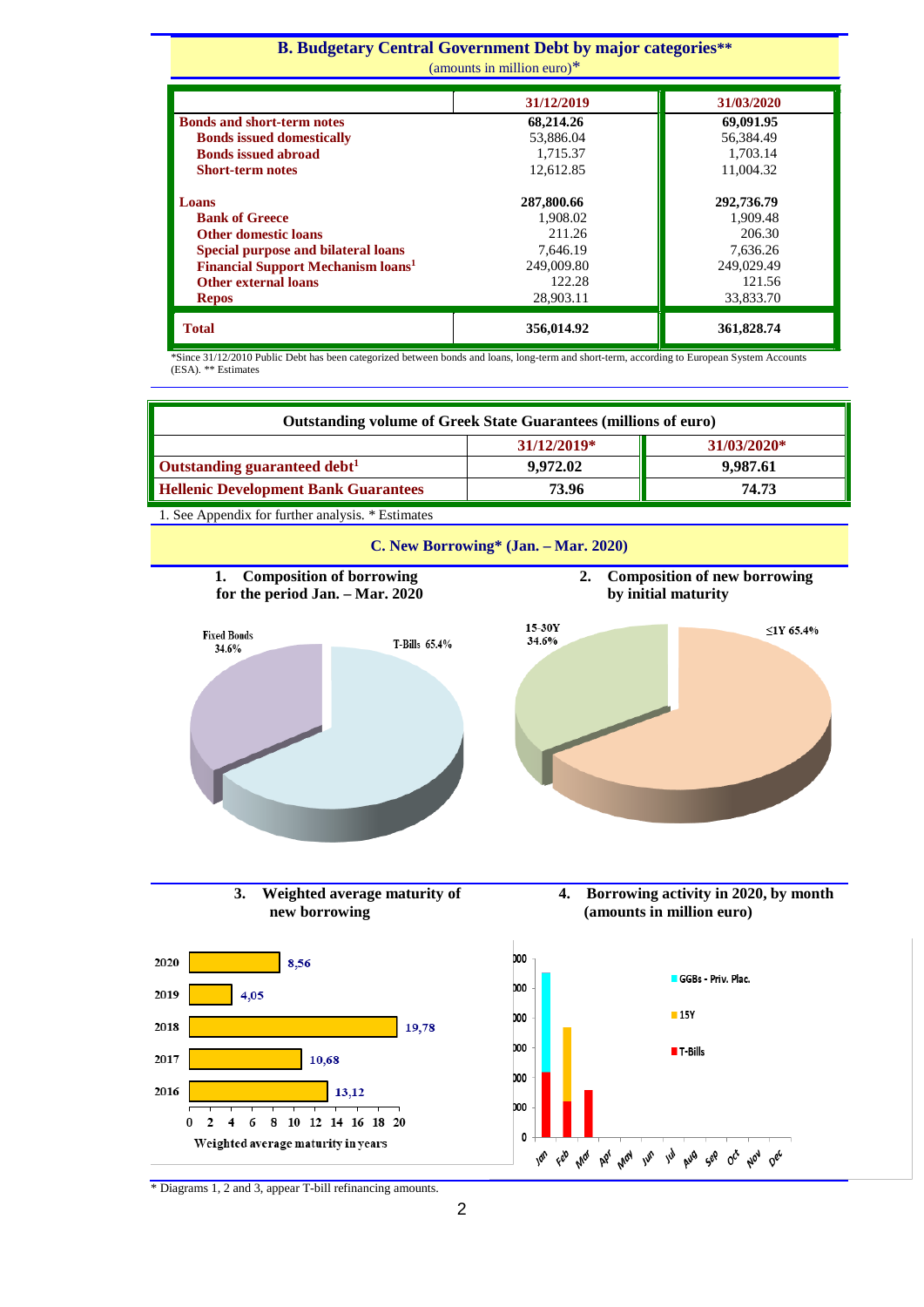## B. Budgetary Central Government Debt by major categories**

(amounts in million euro)*

| | 31/12/2019 | 31/03/2020 |
|---|---|---|
| **Bonds and short-term notes** | **68,214.26** | **69,091.95** |
| Bonds issued domestically | 53,886.04 | 56,384.49 |
| Bonds issued abroad | 1,715.37 | 1,703.14 |
| Short-term notes | 12,612.85 | 11,004.32 |
| **Loans** | **287,800.66** | **292,736.79** |
| Bank of Greece | 1,908.02 | 1,909.48 |
| Other domestic loans | 211.26 | 206.30 |
| Special purpose and bilateral loans | 7,646.19 | 7,636.26 |
| Financial Support Mechanism loans[1] | 249,009.80 | 249,029.49 |
| Other external loans | 122.28 | 121.56 |
| Repos | 28,903.11 | 33,833.70 |
| **Total** | **356,014.92** | **361,828.74** |

*Since 31/12/2010 Public Debt has been categorized between bonds and loans, long-term and short-term, according to European System Accounts (ESA). ** Estimates

| Outstanding volume of Greek State Guarantees (millions of euro) | | |
|---|---|---|
| | 31/12/2019* | 31/03/2020* |
| Outstanding guaranteed debt[1] | 9,972.02 | 9,987.61 |
| Hellenic Development Bank Guarantees | 73.96 | 74.73 |

1. See Appendix for further analysis. * Estimates

## C. New Borrowing* (Jan. – Mar. 2020)

**1. Composition of borrowing for the period Jan. – Mar. 2020**

Fixed Bonds 34.6%; T-Bills 65.4%

**2. Composition of new borrowing by initial maturity**

15-30Y 34.6%; ≤1Y 65.4%

**3. Weighted average maturity of new borrowing**

| Year | Weighted average maturity in years |
|---|---|
| 2020 | 8,56 |
| 2019 | 4,05 |
| 2018 | 19,78 |
| 2017 | 10,68 |
| 2016 | 13,12 |

**4. Borrowing activity in 2020, by month (amounts in million euro)**

Legend: GGBs - Priv. Plac.; 15Y; T-Bills

Months: Jan, Feb, Mar, Apr, May, Jun, Jul, Aug, Sep, Oct, Nov, Dec

* Diagrams 1, 2 and 3, appear T-bill refinancing amounts.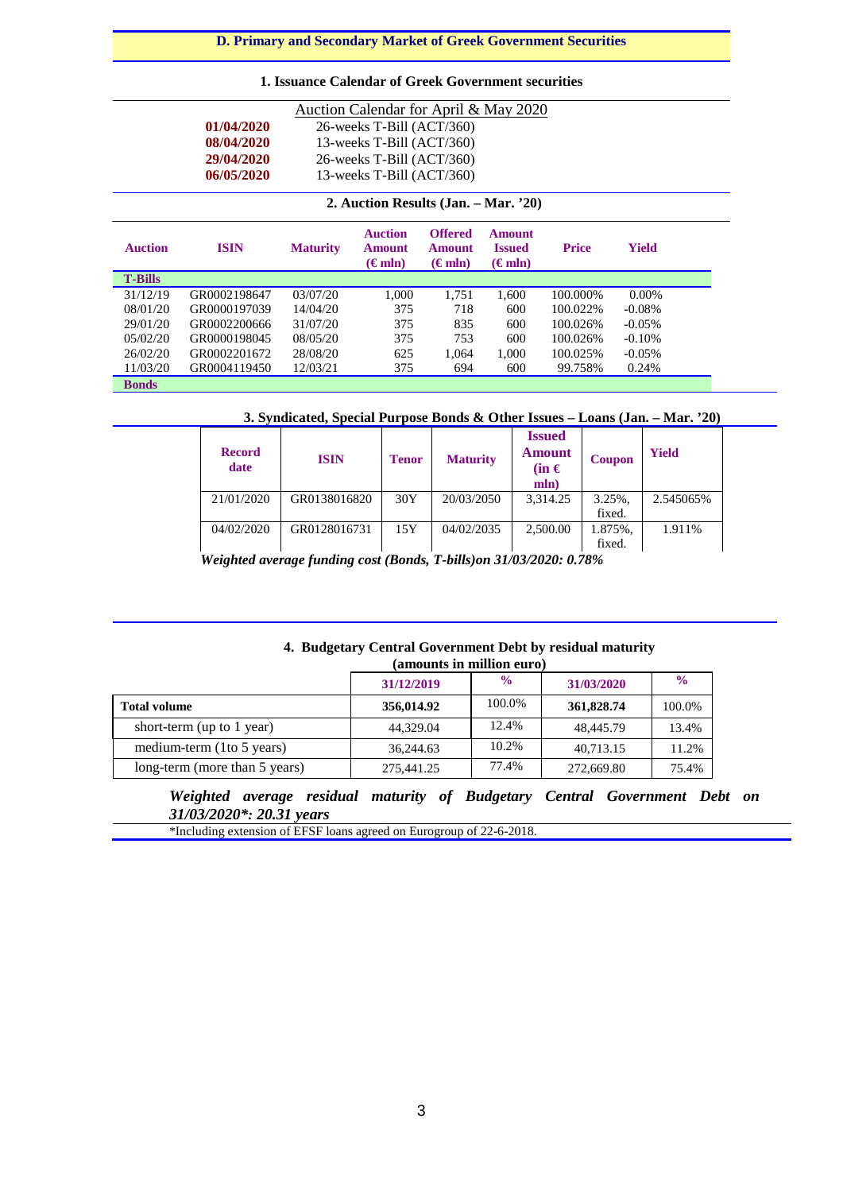## D. Primary and Secondary Market of Greek Government Securities

### 1. Issuance Calendar of Greek Government securities

| Auction Calendar for April & May 2020 | |
|---|---|
| **01/04/2020** | 26-weeks T-Bill (ACT/360) |
| **08/04/2020** | 13-weeks T-Bill (ACT/360) |
| **29/04/2020** | 26-weeks T-Bill (ACT/360) |
| **06/05/2020** | 13-weeks T-Bill (ACT/360) |

### 2. Auction Results (Jan. – Mar. '20)

| Auction | ISIN | Maturity | Auction Amount (€ mln) | Offered Amount (€ mln) | Amount Issued (€ mln) | Price | Yield |
|---|---|---|---|---|---|---|---|
| **T-Bills** | | | | | | | |
| 31/12/19 | GR0002198647 | 03/07/20 | 1,000 | 1,751 | 1,600 | 100.000% | 0.00% |
| 08/01/20 | GR0000197039 | 14/04/20 | 375 | 718 | 600 | 100.022% | -0.08% |
| 29/01/20 | GR0002200666 | 31/07/20 | 375 | 835 | 600 | 100.026% | -0.05% |
| 05/02/20 | GR0000198045 | 08/05/20 | 375 | 753 | 600 | 100.026% | -0.10% |
| 26/02/20 | GR0002201672 | 28/08/20 | 625 | 1,064 | 1,000 | 100.025% | -0.05% |
| 11/03/20 | GR0004119450 | 12/03/21 | 375 | 694 | 600 | 99.758% | 0.24% |
| **Bonds** | | | | | | | |

### 3. Syndicated, Special Purpose Bonds & Other Issues – Loans (Jan. – Mar. '20)

| Record date | ISIN | Tenor | Maturity | Issued Amount (in € mln) | Coupon | Yield |
|---|---|---|---|---|---|---|
| 21/01/2020 | GR0138016820 | 30Y | 20/03/2050 | 3,314.25 | 3.25%, fixed. | 2.545065% |
| 04/02/2020 | GR0128016731 | 15Y | 04/02/2035 | 2,500.00 | 1.875%, fixed. | 1.911% |

***Weighted average funding cost (Bonds, T-bills)on 31/03/2020: 0.78%***

### 4. Budgetary Central Government Debt by residual maturity

**(amounts in million euro)**

| | 31/12/2019 | % | 31/03/2020 | % |
|---|---|---|---|---|
| **Total volume** | **356,014.92** | 100.0% | **361,828.74** | 100.0% |
| short-term (up to 1 year) | 44,329.04 | 12.4% | 48,445.79 | 13.4% |
| medium-term (1to 5 years) | 36,244.63 | 10.2% | 40,713.15 | 11.2% |
| long-term (more than 5 years) | 275,441.25 | 77.4% | 272,669.80 | 75.4% |

***Weighted average residual maturity of Budgetary Central Government Debt on 31/03/2020\*: 20.31 years***

*Including extension of EFSF loans agreed on Eurogroup of 22-6-2018.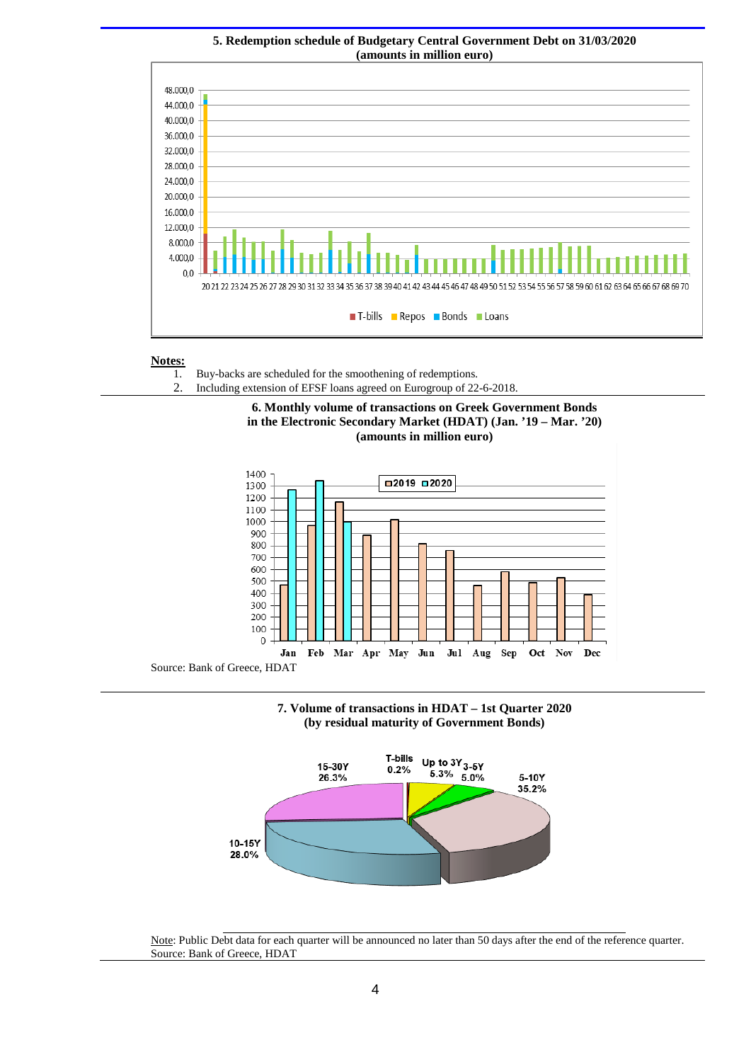**5. Redemption schedule of Budgetary Central Government Debt on 31/03/2020**
**(amounts in million euro)**

**Notes:**

1. Buy-backs are scheduled for the smoothening of redemptions.
2. Including extension of EFSF loans agreed on Eurogroup of 22-6-2018.

**6. Monthly volume of transactions on Greek Government Bonds in the Electronic Secondary Market (HDAT) (Jan. '19 – Mar. '20)**
**(amounts in million euro)**

Source: Bank of Greece, HDAT

**7. Volume of transactions in HDAT – 1st Quarter 2020**
**(by residual maturity of Government Bonds)**

Note: Public Debt data for each quarter will be announced no later than 50 days after the end of the reference quarter.
Source: Bank of Greece, HDAT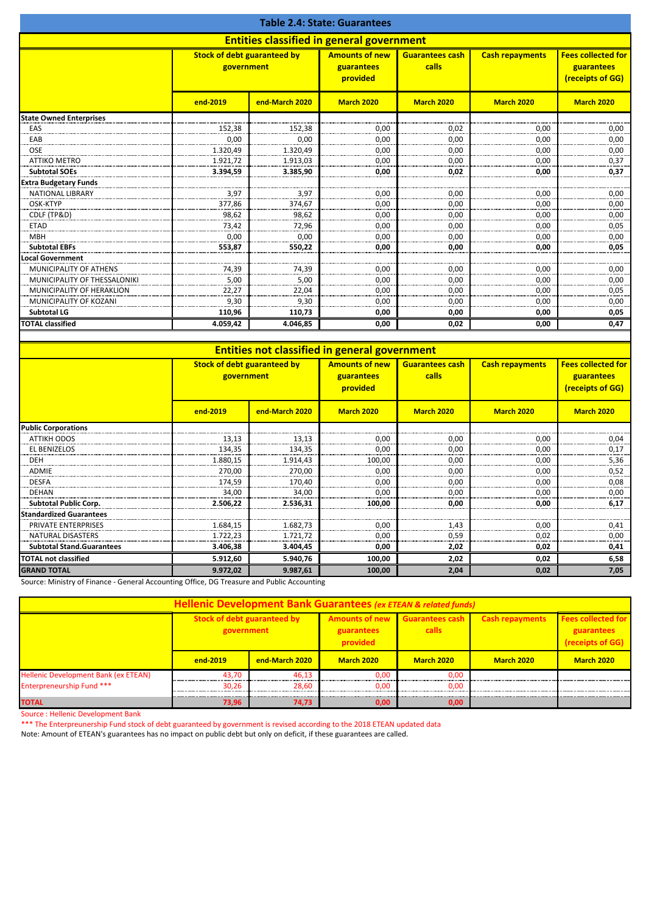## Table 2.4: State: Guarantees

### Entities classified in general government

| | Stock of debt guaranteed by government | | Amounts of new guarantees provided | Guarantees cash calls | Cash repayments | Fees collected for guarantees (receipts of GG) |
|---|---|---|---|---|---|---|
| | end-2019 | end-March 2020 | March 2020 | March 2020 | March 2020 | March 2020 |
| **State Owned Enterprises** | | | | | | |
| EAS | 152,38 | 152,38 | 0,00 | 0,02 | 0,00 | 0,00 |
| EAB | 0,00 | 0,00 | 0,00 | 0,00 | 0,00 | 0,00 |
| OSE | 1.320,49 | 1.320,49 | 0,00 | 0,00 | 0,00 | 0,00 |
| ATTIKO METRO | 1.921,72 | 1.913,03 | 0,00 | 0,00 | 0,00 | 0,37 |
| **Subtotal SOEs** | **3.394,59** | **3.385,90** | **0,00** | **0,02** | **0,00** | **0,37** |
| **Extra Budgetary Funds** | | | | | | |
| NATIONAL LIBRARY | 3,97 | 3,97 | 0,00 | 0,00 | 0,00 | 0,00 |
| OSK-KTYP | 377,86 | 374,67 | 0,00 | 0,00 | 0,00 | 0,00 |
| CDLF (TP&D) | 98,62 | 98,62 | 0,00 | 0,00 | 0,00 | 0,00 |
| ETAD | 73,42 | 72,96 | 0,00 | 0,00 | 0,00 | 0,05 |
| MBH | 0,00 | 0,00 | 0,00 | 0,00 | 0,00 | 0,00 |
| **Subtotal EBFs** | **553,87** | **550,22** | **0,00** | **0,00** | **0,00** | **0,05** |
| **Local Government** | | | | | | |
| MUNICIPALITY OF ATHENS | 74,39 | 74,39 | 0,00 | 0,00 | 0,00 | 0,00 |
| MUNICIPALITY OF THESSALONIKI | 5,00 | 5,00 | 0,00 | 0,00 | 0,00 | 0,00 |
| MUNICIPALITY OF HERAKLION | 22,27 | 22,04 | 0,00 | 0,00 | 0,00 | 0,05 |
| MUNICIPALITY OF KOZANI | 9,30 | 9,30 | 0,00 | 0,00 | 0,00 | 0,00 |
| **Subtotal LG** | **110,96** | **110,73** | **0,00** | **0,00** | **0,00** | **0,05** |
| **TOTAL classified** | **4.059,42** | **4.046,85** | **0,00** | **0,02** | **0,00** | **0,47** |

### Entities not classified in general government

| | Stock of debt guaranteed by government | | Amounts of new guarantees provided | Guarantees cash calls | Cash repayments | Fees collected for guarantees (receipts of GG) |
|---|---|---|---|---|---|---|
| | end-2019 | end-March 2020 | March 2020 | March 2020 | March 2020 | March 2020 |
| **Public Corporations** | | | | | | |
| ATTIKH ODOS | 13,13 | 13,13 | 0,00 | 0,00 | 0,00 | 0,04 |
| EL BENIZELOS | 134,35 | 134,35 | 0,00 | 0,00 | 0,00 | 0,17 |
| DEH | 1.880,15 | 1.914,43 | 100,00 | 0,00 | 0,00 | 5,36 |
| ADMIE | 270,00 | 270,00 | 0,00 | 0,00 | 0,00 | 0,52 |
| DESFA | 174,59 | 170,40 | 0,00 | 0,00 | 0,00 | 0,08 |
| DEHAN | 34,00 | 34,00 | 0,00 | 0,00 | 0,00 | 0,00 |
| **Subtotal Public Corp.** | **2.506,22** | **2.536,31** | **100,00** | **0,00** | **0,00** | **6,17** |
| **Standardized Guarantees** | | | | | | |
| PRIVATE ENTERPRISES | 1.684,15 | 1.682,73 | 0,00 | 1,43 | 0,00 | 0,41 |
| NATURAL DISASTERS | 1.722,23 | 1.721,72 | 0,00 | 0,59 | 0,02 | 0,00 |
| **Subtotal Stand.Guarantees** | **3.406,38** | **3.404,45** | **0,00** | **2,02** | **0,02** | **0,41** |
| **TOTAL not classified** | **5.912,60** | **5.940,76** | **100,00** | **2,02** | **0,02** | **6,58** |
| **GRAND TOTAL** | **9.972,02** | **9.987,61** | **100,00** | **2,04** | **0,02** | **7,05** |

Source: Ministry of Finance - General Accounting Office, DG Treasure and Public Accounting

### Hellenic Development Bank Guarantees *(ex ETEAN & related funds)*

| | Stock of debt guaranteed by government | | Amounts of new guarantees provided | Guarantees cash calls | Cash repayments | Fees collected for guarantees (receipts of GG) |
|---|---|---|---|---|---|---|
| | end-2019 | end-March 2020 | March 2020 | March 2020 | March 2020 | March 2020 |
| Hellenic Development Bank (ex ETEAN) | 43,70 | 46,13 | 0,00 | 0,00 | | |
| Enterpreneurship Fund *** | 30,26 | 28,60 | 0,00 | 0,00 | | |
| **TOTAL** | **73,96** | **74,73** | **0,00** | **0,00** | | |

Source : Hellenic Development Bank

*** The Enterpreunership Fund stock of debt guaranteed by government is revised according to the 2018 ETEAN updated data

Note: Amount of ETEAN's guarantees has no impact on public debt but only on deficit, if these guarantees are called.